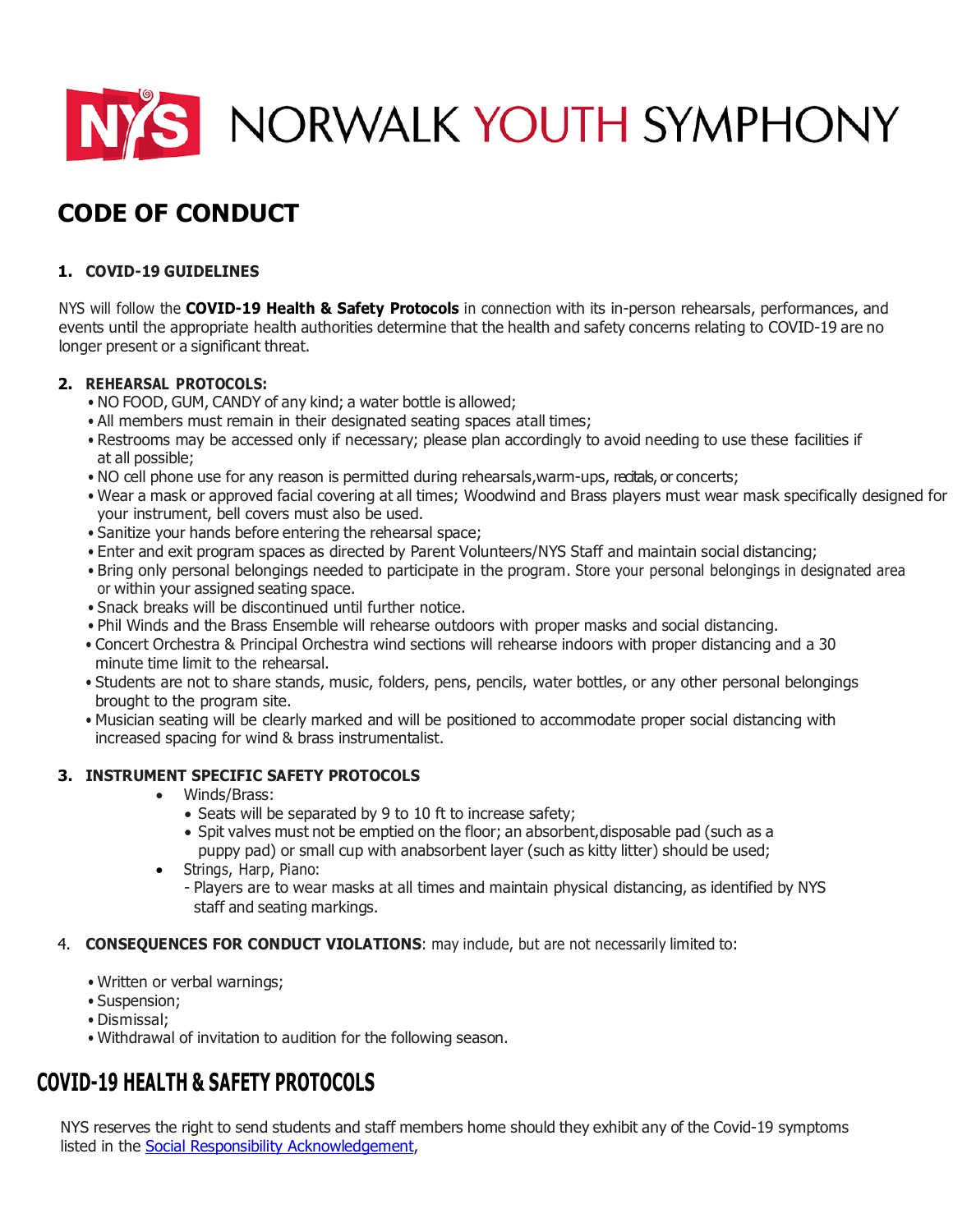# NYS NORWALK YOUTH SYMPHONY

## CODE OF CONDUCT

### 1. COVID-19 GUIDELINES

NYS will follow the **COVID-19 Health & Safety Protocols** in connection with its in-person rehearsals, performances, and events until the appropriate health authorities determine that the health and safety concerns relating to COVID-19 are no longer present or a significant threat.

### 2. REHEARSAL PROTOCOLS:

- NO FOOD, GUM, CANDY of any kind; a water bottle is allowed;
- All members must remain in their designated seating spaces atall times;
- Restrooms may be accessed only if necessary; please plan accordingly to avoid needing to use these facilities if at all possible;
- NO cell phone use for any reason is permitted during rehearsals,warm-ups, recitals, or concerts;
- Wear a mask or approved facial covering at all times; Woodwind and Brass players must wear mask specifically designed for your instrument, bell covers must also be used.
- Sanitize your hands before entering the rehearsal space;
- Enter and exit program spaces as directed by Parent Volunteers/NYS Staff and maintain social distancing;
- Bring only personal belongings needed to participate in the program. Store your personal belongings in designated area or within your assigned seating space.
- Snack breaks will be discontinued until further notice.
- Phil Winds and the Brass Ensemble will rehearse outdoors with proper masks and social distancing.
- Concert Orchestra & Principal Orchestra wind sections will rehearse indoors with proper distancing and a 30 minute time limit to the rehearsal.
- Students are not to share stands, music, folders, pens, pencils, water bottles, or any other personal belongings brought to the program site.
- Musician seating will be clearly marked and will be positioned to accommodate proper social distancing with increased spacing for wind & brass instrumentalist.

### 3. INSTRUMENT SPECIFIC SAFETY PROTOCOLS

- Winds/Brass:
  - Seats will be separated by 9 to 10 ft to increase safety;
  - Spit valves must not be emptied on the floor; an absorbent,disposable pad (such as a puppy pad) or small cup with anabsorbent layer (such as kitty litter) should be used;
- Strings, Harp, Piano:
  - Players are to wear masks at all times and maintain physical distancing, as identified by NYS staff and seating markings.

### 4. CONSEQUENCES FOR CONDUCT VIOLATIONS: may include, but are not necessarily limited to:

- Written or verbal warnings;
- Suspension;
- Dismissal;
- Withdrawal of invitation to audition for the following season.

## COVID-19 HEALTH & SAFETY PROTOCOLS

NYS reserves the right to send students and staff members home should they exhibit any of the Covid-19 symptoms listed in the Social Responsibility Acknowledgement,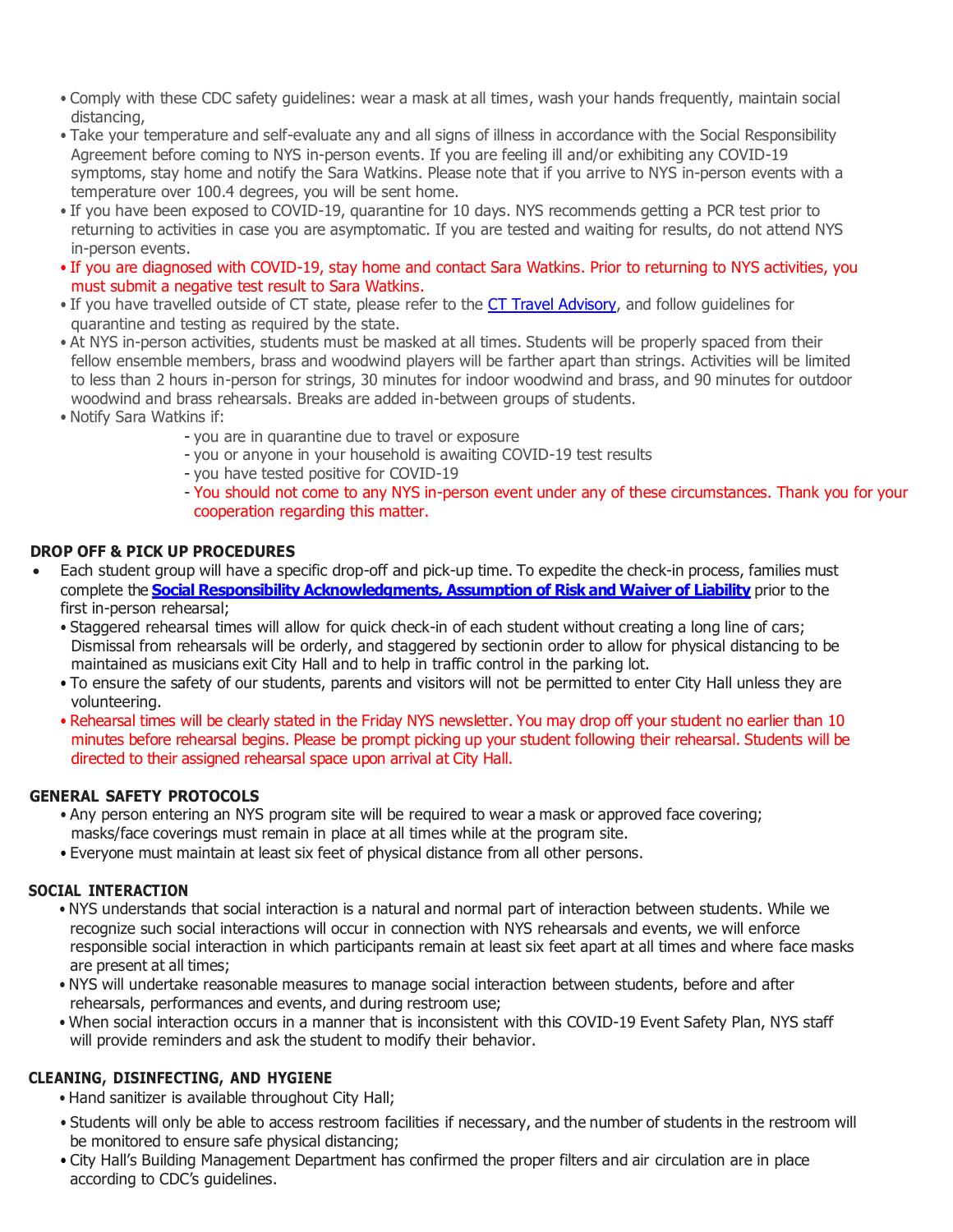- Comply with these CDC safety guidelines: wear a mask at all times, wash your hands frequently, maintain social distancing,
- Take your temperature and self-evaluate any and all signs of illness in accordance with the Social Responsibility Agreement before coming to NYS in-person events. If you are feeling ill and/or exhibiting any COVID-19 symptoms, stay home and notify the Sara Watkins. Please note that if you arrive to NYS in-person events with a temperature over 100.4 degrees, you will be sent home.
- If you have been exposed to COVID-19, quarantine for 10 days. NYS recommends getting a PCR test prior to returning to activities in case you are asymptomatic. If you are tested and waiting for results, do not attend NYS in-person events.
- If you are diagnosed with COVID-19, stay home and contact Sara Watkins. Prior to returning to NYS activities, you must submit a negative test result to Sara Watkins.
- If you have travelled outside of CT state, please refer to the [CT Travel Advisory](), and follow guidelines for quarantine and testing as required by the state.
- At NYS in-person activities, students must be masked at all times. Students will be properly spaced from their fellow ensemble members, brass and woodwind players will be farther apart than strings. Activities will be limited to less than 2 hours in-person for strings, 30 minutes for indoor woodwind and brass, and 90 minutes for outdoor woodwind and brass rehearsals. Breaks are added in-between groups of students.
- Notify Sara Watkins if:
  - you are in quarantine due to travel or exposure
  - you or anyone in your household is awaiting COVID-19 test results
  - you have tested positive for COVID-19
  - You should not come to any NYS in-person event under any of these circumstances. Thank you for your cooperation regarding this matter.

### DROP OFF & PICK UP PROCEDURES

- Each student group will have a specific drop-off and pick-up time. To expedite the check-in process, families must complete the [**Social Responsibility Acknowledgments, Assumption of Risk and Waiver of Liability**]() prior to the first in-person rehearsal;
  - Staggered rehearsal times will allow for quick check-in of each student without creating a long line of cars; Dismissal from rehearsals will be orderly, and staggered by sectionin order to allow for physical distancing to be maintained as musicians exit City Hall and to help in traffic control in the parking lot.
  - To ensure the safety of our students, parents and visitors will not be permitted to enter City Hall unless they are volunteering.
  - Rehearsal times will be clearly stated in the Friday NYS newsletter. You may drop off your student no earlier than 10 minutes before rehearsal begins. Please be prompt picking up your student following their rehearsal. Students will be directed to their assigned rehearsal space upon arrival at City Hall.

### GENERAL SAFETY PROTOCOLS

- Any person entering an NYS program site will be required to wear a mask or approved face covering; masks/face coverings must remain in place at all times while at the program site.
- Everyone must maintain at least six feet of physical distance from all other persons.

### SOCIAL INTERACTION

- NYS understands that social interaction is a natural and normal part of interaction between students. While we recognize such social interactions will occur in connection with NYS rehearsals and events, we will enforce responsible social interaction in which participants remain at least six feet apart at all times and where face masks are present at all times;
- NYS will undertake reasonable measures to manage social interaction between students, before and after rehearsals, performances and events, and during restroom use;
- When social interaction occurs in a manner that is inconsistent with this COVID-19 Event Safety Plan, NYS staff will provide reminders and ask the student to modify their behavior.

### CLEANING, DISINFECTING, AND HYGIENE

- Hand sanitizer is available throughout City Hall;
- Students will only be able to access restroom facilities if necessary, and the number of students in the restroom will be monitored to ensure safe physical distancing;
- City Hall's Building Management Department has confirmed the proper filters and air circulation are in place according to CDC's guidelines.